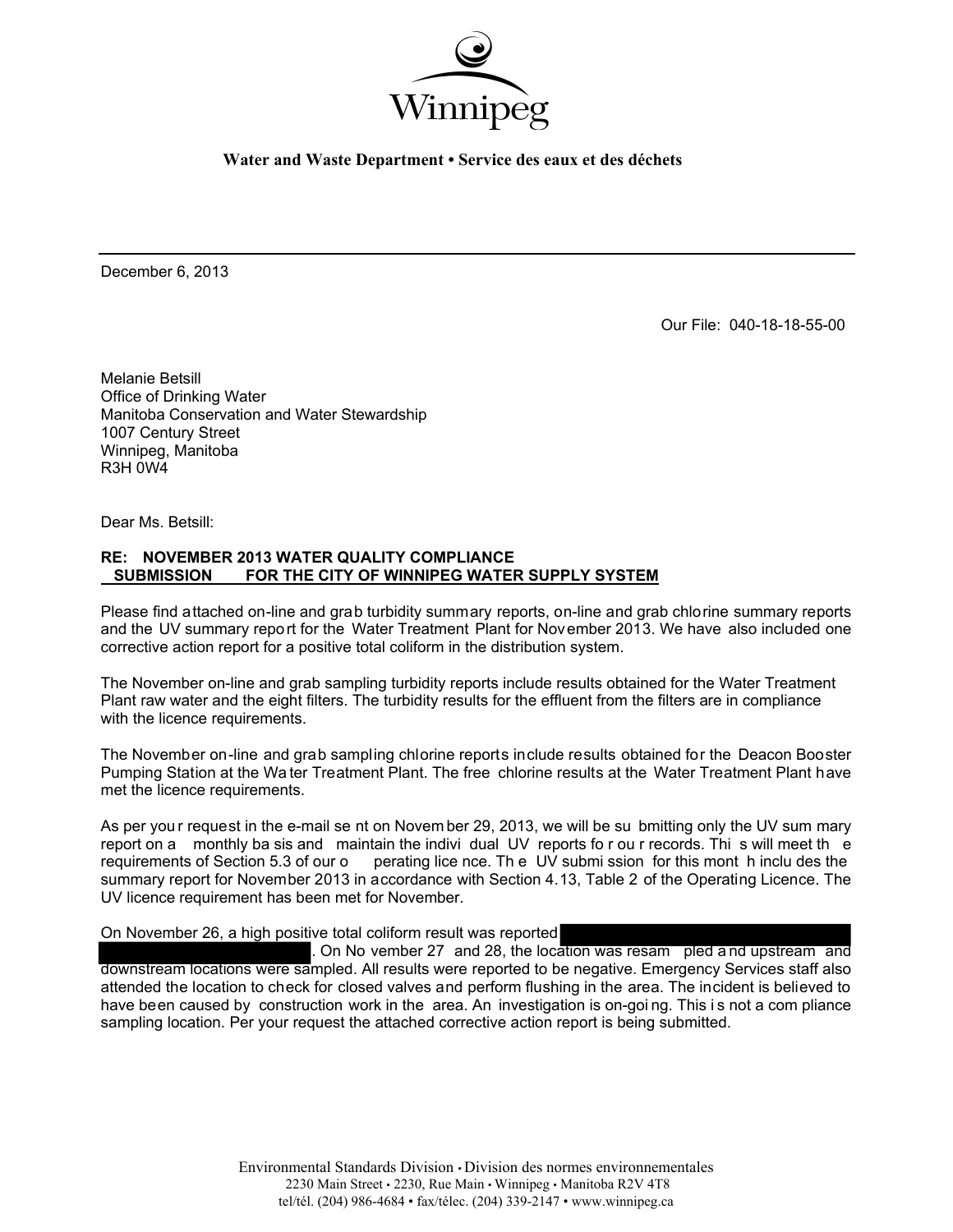Winnipeg

**Water and Waste Department • Service des eaux et des déchets**

December 6, 2013

Our File: 040-18-18-55-00

Melanie Betsill
Office of Drinking Water
Manitoba Conservation and Water Stewardship
1007 Century Street
Winnipeg, Manitoba
R3H 0W4

Dear Ms. Betsill:

**RE: NOVEMBER 2013 WATER QUALITY COMPLIANCE SUBMISSION FOR THE CITY OF WINNIPEG WATER SUPPLY SYSTEM**

Please find attached on-line and grab turbidity summary reports, on-line and grab chlorine summary reports and the UV summary report for the Water Treatment Plant for November 2013. We have also included one corrective action report for a positive total coliform in the distribution system.

The November on-line and grab sampling turbidity reports include results obtained for the Water Treatment Plant raw water and the eight filters. The turbidity results for the effluent from the filters are in compliance with the licence requirements.

The November on-line and grab sampling chlorine reports include results obtained for the Deacon Booster Pumping Station at the Water Treatment Plant. The free chlorine results at the Water Treatment Plant have met the licence requirements.

As per your request in the e-mail sent on November 29, 2013, we will be submitting only the UV summary report on a monthly basis and maintain the individual UV reports for our records. This will meet the requirements of Section 5.3 of our operating licence. The UV submission for this month includes the summary report for November 2013 in accordance with Section 4.13, Table 2 of the Operating Licence. The UV licence requirement has been met for November.

On November 26, a high positive total coliform result was reported [REDACTED]. On November 27 and 28, the location was resampled and upstream and downstream locations were sampled. All results were reported to be negative. Emergency Services staff also attended the location to check for closed valves and perform flushing in the area. The incident is believed to have been caused by construction work in the area. An investigation is on-going. This is not a compliance sampling location. Per your request the attached corrective action report is being submitted.

Environmental Standards Division • Division des normes environnementales
2230 Main Street • 2230, Rue Main • Winnipeg • Manitoba R2V 4T8
tel/tél. (204) 986-4684 • fax/télec. (204) 339-2147 • www.winnipeg.ca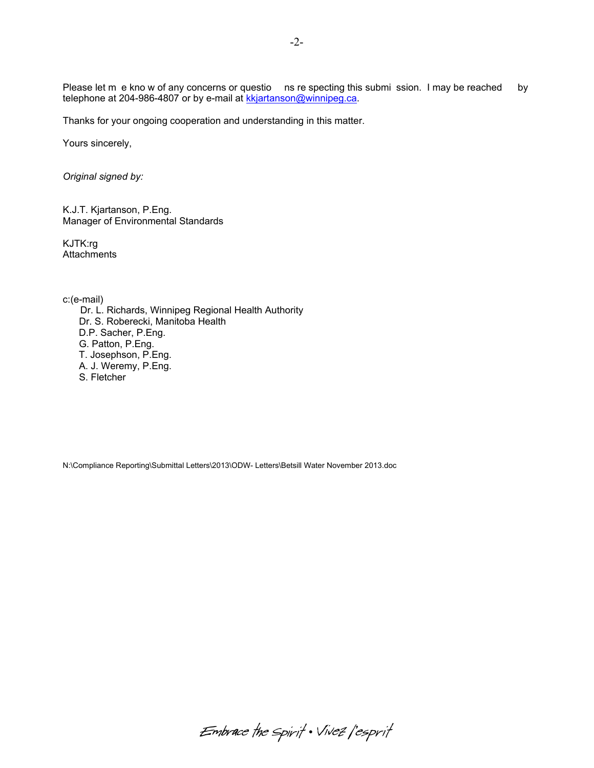Please let me know of any concerns or questions respecting this submission. I may be reached by telephone at 204-986-4807 or by e-mail at kkjartanson@winnipeg.ca.

Thanks for your ongoing cooperation and understanding in this matter.

Yours sincerely,

*Original signed by:*

K.J.T. Kjartanson, P.Eng.
Manager of Environmental Standards

KJTK:rg
Attachments

c:(e-mail)
Dr. L. Richards, Winnipeg Regional Health Authority
Dr. S. Roberecki, Manitoba Health
D.P. Sacher, P.Eng.
G. Patton, P.Eng.
T. Josephson, P.Eng.
A. J. Weremy, P.Eng.
S. Fletcher

N:\Compliance Reporting\Submittal Letters\2013\ODW- Letters\Betsill Water November 2013.doc

Embrace the spirit • Vivez l'esprit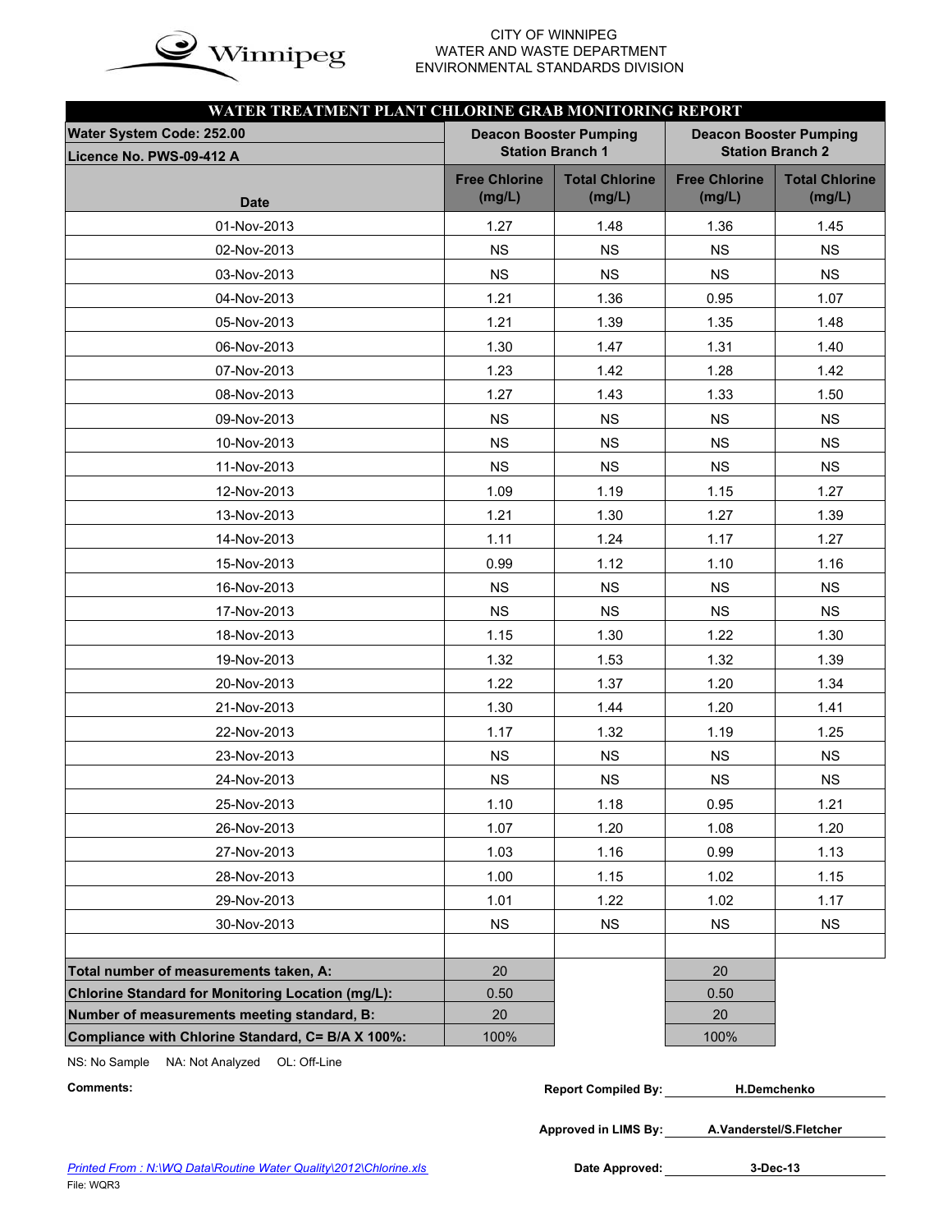CITY OF WINNIPEG
WATER AND WASTE DEPARTMENT
ENVIRONMENTAL STANDARDS DIVISION

## WATER TREATMENT PLANT CHLORINE GRAB MONITORING REPORT

| Water System Code: 252.00 / Licence No. PWS-09-412 A | Deacon Booster Pumping Station Branch 1 | | Deacon Booster Pumping Station Branch 2 | |
|---|---|---|---|---|
| Date | Free Chlorine (mg/L) | Total Chlorine (mg/L) | Free Chlorine (mg/L) | Total Chlorine (mg/L) |
| 01-Nov-2013 | 1.27 | 1.48 | 1.36 | 1.45 |
| 02-Nov-2013 | NS | NS | NS | NS |
| 03-Nov-2013 | NS | NS | NS | NS |
| 04-Nov-2013 | 1.21 | 1.36 | 0.95 | 1.07 |
| 05-Nov-2013 | 1.21 | 1.39 | 1.35 | 1.48 |
| 06-Nov-2013 | 1.30 | 1.47 | 1.31 | 1.40 |
| 07-Nov-2013 | 1.23 | 1.42 | 1.28 | 1.42 |
| 08-Nov-2013 | 1.27 | 1.43 | 1.33 | 1.50 |
| 09-Nov-2013 | NS | NS | NS | NS |
| 10-Nov-2013 | NS | NS | NS | NS |
| 11-Nov-2013 | NS | NS | NS | NS |
| 12-Nov-2013 | 1.09 | 1.19 | 1.15 | 1.27 |
| 13-Nov-2013 | 1.21 | 1.30 | 1.27 | 1.39 |
| 14-Nov-2013 | 1.11 | 1.24 | 1.17 | 1.27 |
| 15-Nov-2013 | 0.99 | 1.12 | 1.10 | 1.16 |
| 16-Nov-2013 | NS | NS | NS | NS |
| 17-Nov-2013 | NS | NS | NS | NS |
| 18-Nov-2013 | 1.15 | 1.30 | 1.22 | 1.30 |
| 19-Nov-2013 | 1.32 | 1.53 | 1.32 | 1.39 |
| 20-Nov-2013 | 1.22 | 1.37 | 1.20 | 1.34 |
| 21-Nov-2013 | 1.30 | 1.44 | 1.20 | 1.41 |
| 22-Nov-2013 | 1.17 | 1.32 | 1.19 | 1.25 |
| 23-Nov-2013 | NS | NS | NS | NS |
| 24-Nov-2013 | NS | NS | NS | NS |
| 25-Nov-2013 | 1.10 | 1.18 | 0.95 | 1.21 |
| 26-Nov-2013 | 1.07 | 1.20 | 1.08 | 1.20 |
| 27-Nov-2013 | 1.03 | 1.16 | 0.99 | 1.13 |
| 28-Nov-2013 | 1.00 | 1.15 | 1.02 | 1.15 |
| 29-Nov-2013 | 1.01 | 1.22 | 1.02 | 1.17 |
| 30-Nov-2013 | NS | NS | NS | NS |
| | | | | |
| **Total number of measurements taken, A:** | 20 | | 20 | |
| **Chlorine Standard for Monitoring Location (mg/L):** | 0.50 | | 0.50 | |
| **Number of measurements meeting standard, B:** | 20 | | 20 | |
| **Compliance with Chlorine Standard, C= B/A X 100%:** | 100% | | 100% | |

NS: No Sample NA: Not Analyzed OL: Off-Line

**Comments:**

**Report Compiled By:** H.Demchenko

**Approved in LIMS By:** A.Vanderstel/S.Fletcher

**Date Approved:** 3-Dec-13

*Printed From : N:\WQ Data\Routine Water Quality\2012\Chlorine.xls*

File: WQR3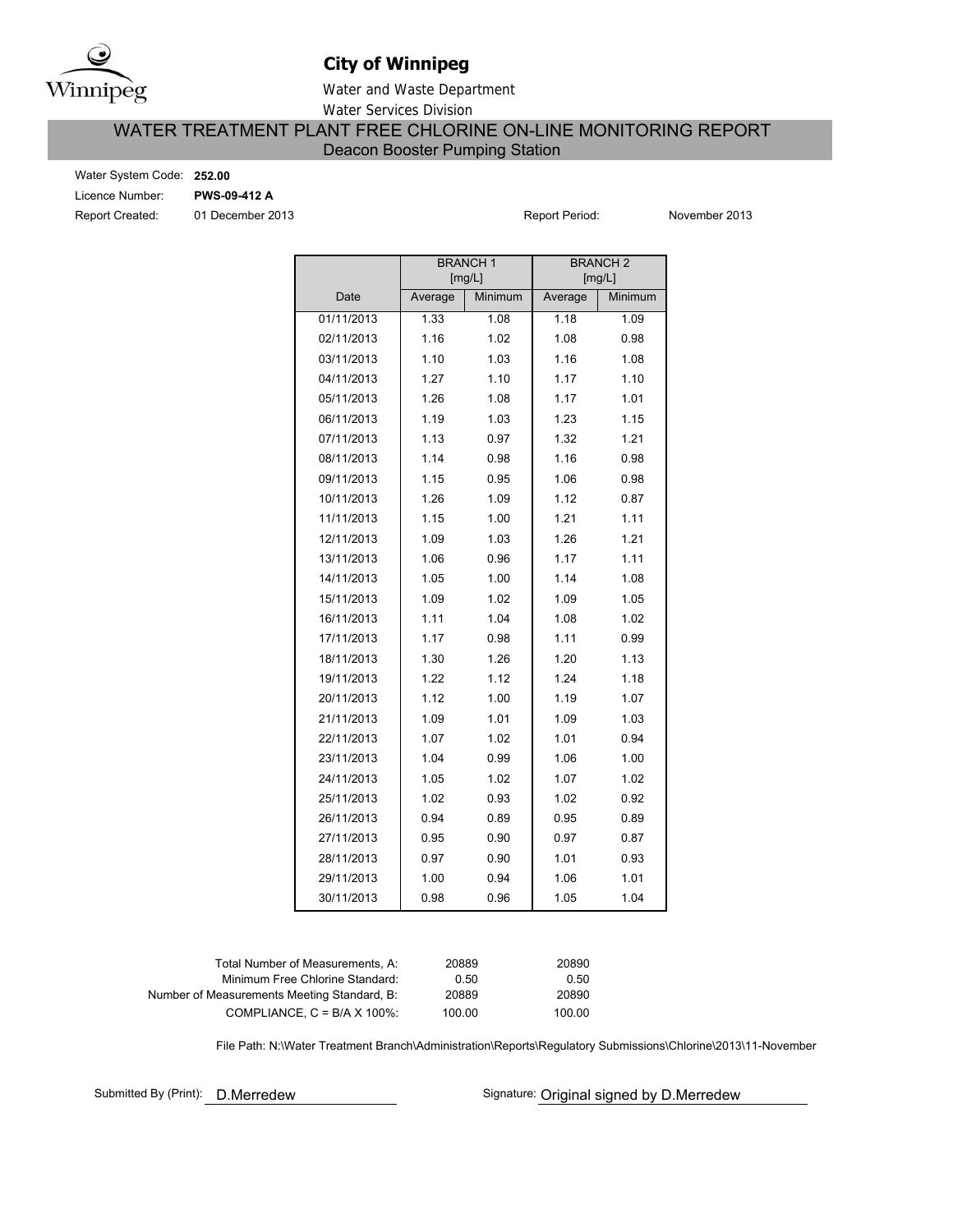# City of Winnipeg

Water and Waste Department

Water Services Division

## WATER TREATMENT PLANT FREE CHLORINE ON-LINE MONITORING REPORT

### Deacon Booster Pumping Station

Water System Code: **252.00**

Licence Number: **PWS-09-412 A**

Report Created: 01 December 2013

Report Period: November 2013

| | BRANCH 1 [mg/L] | | BRANCH 2 [mg/L] | |
|---|---|---|---|---|
| Date | Average | Minimum | Average | Minimum |
| 01/11/2013 | 1.33 | 1.08 | 1.18 | 1.09 |
| 02/11/2013 | 1.16 | 1.02 | 1.08 | 0.98 |
| 03/11/2013 | 1.10 | 1.03 | 1.16 | 1.08 |
| 04/11/2013 | 1.27 | 1.10 | 1.17 | 1.10 |
| 05/11/2013 | 1.26 | 1.08 | 1.17 | 1.01 |
| 06/11/2013 | 1.19 | 1.03 | 1.23 | 1.15 |
| 07/11/2013 | 1.13 | 0.97 | 1.32 | 1.21 |
| 08/11/2013 | 1.14 | 0.98 | 1.16 | 0.98 |
| 09/11/2013 | 1.15 | 0.95 | 1.06 | 0.98 |
| 10/11/2013 | 1.26 | 1.09 | 1.12 | 0.87 |
| 11/11/2013 | 1.15 | 1.00 | 1.21 | 1.11 |
| 12/11/2013 | 1.09 | 1.03 | 1.26 | 1.21 |
| 13/11/2013 | 1.06 | 0.96 | 1.17 | 1.11 |
| 14/11/2013 | 1.05 | 1.00 | 1.14 | 1.08 |
| 15/11/2013 | 1.09 | 1.02 | 1.09 | 1.05 |
| 16/11/2013 | 1.11 | 1.04 | 1.08 | 1.02 |
| 17/11/2013 | 1.17 | 0.98 | 1.11 | 0.99 |
| 18/11/2013 | 1.30 | 1.26 | 1.20 | 1.13 |
| 19/11/2013 | 1.22 | 1.12 | 1.24 | 1.18 |
| 20/11/2013 | 1.12 | 1.00 | 1.19 | 1.07 |
| 21/11/2013 | 1.09 | 1.01 | 1.09 | 1.03 |
| 22/11/2013 | 1.07 | 1.02 | 1.01 | 0.94 |
| 23/11/2013 | 1.04 | 0.99 | 1.06 | 1.00 |
| 24/11/2013 | 1.05 | 1.02 | 1.07 | 1.02 |
| 25/11/2013 | 1.02 | 0.93 | 1.02 | 0.92 |
| 26/11/2013 | 0.94 | 0.89 | 0.95 | 0.89 |
| 27/11/2013 | 0.95 | 0.90 | 0.97 | 0.87 |
| 28/11/2013 | 0.97 | 0.90 | 1.01 | 0.93 |
| 29/11/2013 | 1.00 | 0.94 | 1.06 | 1.01 |
| 30/11/2013 | 0.98 | 0.96 | 1.05 | 1.04 |

| | Branch 1 | Branch 2 |
|---|---|---|
| Total Number of Measurements, A: | 20889 | 20890 |
| Minimum Free Chlorine Standard: | 0.50 | 0.50 |
| Number of Measurements Meeting Standard, B: | 20889 | 20890 |
| COMPLIANCE, C = B/A X 100%: | 100.00 | 100.00 |

File Path: N:\Water Treatment Branch\Administration\Reports\Regulatory Submissions\Chlorine\2013\11-November

Submitted By (Print): D.Merredew

Signature: Original signed by D.Merredew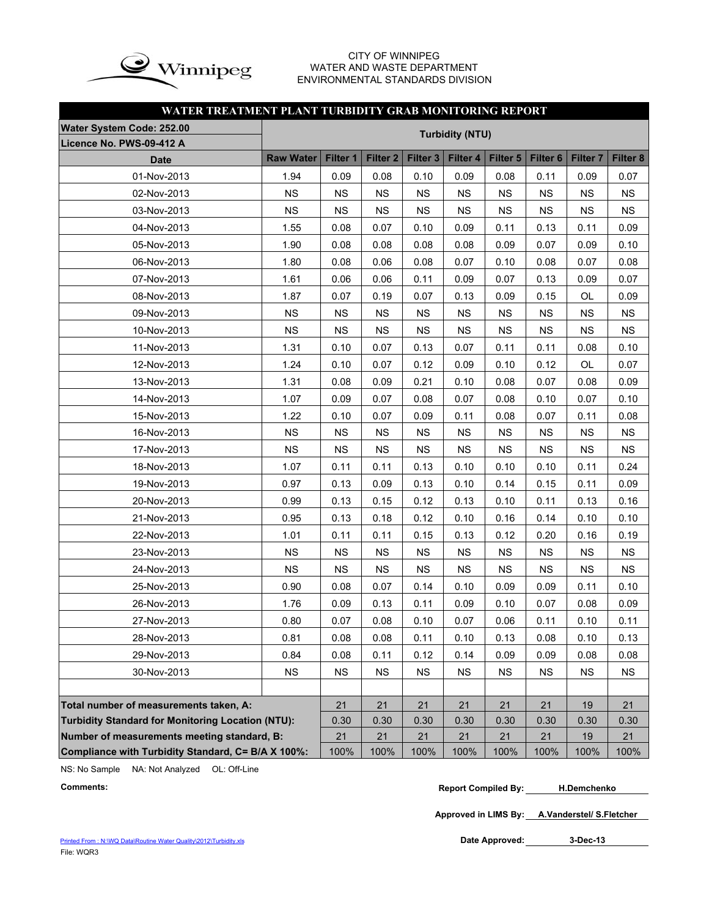CITY OF WINNIPEG
WATER AND WASTE DEPARTMENT
ENVIRONMENTAL STANDARDS DIVISION

## WATER TREATMENT PLANT TURBIDITY GRAB MONITORING REPORT

| Water System Code: 252.00<br>Licence No. PWS-09-412 A | Turbidity (NTU) | | | | | | | | |
|---|---|---|---|---|---|---|---|---|---|
| Date | Raw Water | Filter 1 | Filter 2 | Filter 3 | Filter 4 | Filter 5 | Filter 6 | Filter 7 | Filter 8 |
| 01-Nov-2013 | 1.94 | 0.09 | 0.08 | 0.10 | 0.09 | 0.08 | 0.11 | 0.09 | 0.07 |
| 02-Nov-2013 | NS | NS | NS | NS | NS | NS | NS | NS | NS |
| 03-Nov-2013 | NS | NS | NS | NS | NS | NS | NS | NS | NS |
| 04-Nov-2013 | 1.55 | 0.08 | 0.07 | 0.10 | 0.09 | 0.11 | 0.13 | 0.11 | 0.09 |
| 05-Nov-2013 | 1.90 | 0.08 | 0.08 | 0.08 | 0.08 | 0.09 | 0.07 | 0.09 | 0.10 |
| 06-Nov-2013 | 1.80 | 0.08 | 0.06 | 0.08 | 0.07 | 0.10 | 0.08 | 0.07 | 0.08 |
| 07-Nov-2013 | 1.61 | 0.06 | 0.06 | 0.11 | 0.09 | 0.07 | 0.13 | 0.09 | 0.07 |
| 08-Nov-2013 | 1.87 | 0.07 | 0.19 | 0.07 | 0.13 | 0.09 | 0.15 | OL | 0.09 |
| 09-Nov-2013 | NS | NS | NS | NS | NS | NS | NS | NS | NS |
| 10-Nov-2013 | NS | NS | NS | NS | NS | NS | NS | NS | NS |
| 11-Nov-2013 | 1.31 | 0.10 | 0.07 | 0.13 | 0.07 | 0.11 | 0.11 | 0.08 | 0.10 |
| 12-Nov-2013 | 1.24 | 0.10 | 0.07 | 0.12 | 0.09 | 0.10 | 0.12 | OL | 0.07 |
| 13-Nov-2013 | 1.31 | 0.08 | 0.09 | 0.21 | 0.10 | 0.08 | 0.07 | 0.08 | 0.09 |
| 14-Nov-2013 | 1.07 | 0.09 | 0.07 | 0.08 | 0.07 | 0.08 | 0.10 | 0.07 | 0.10 |
| 15-Nov-2013 | 1.22 | 0.10 | 0.07 | 0.09 | 0.11 | 0.08 | 0.07 | 0.11 | 0.08 |
| 16-Nov-2013 | NS | NS | NS | NS | NS | NS | NS | NS | NS |
| 17-Nov-2013 | NS | NS | NS | NS | NS | NS | NS | NS | NS |
| 18-Nov-2013 | 1.07 | 0.11 | 0.11 | 0.13 | 0.10 | 0.10 | 0.10 | 0.11 | 0.24 |
| 19-Nov-2013 | 0.97 | 0.13 | 0.09 | 0.13 | 0.10 | 0.14 | 0.15 | 0.11 | 0.09 |
| 20-Nov-2013 | 0.99 | 0.13 | 0.15 | 0.12 | 0.13 | 0.10 | 0.11 | 0.13 | 0.16 |
| 21-Nov-2013 | 0.95 | 0.13 | 0.18 | 0.12 | 0.10 | 0.16 | 0.14 | 0.10 | 0.10 |
| 22-Nov-2013 | 1.01 | 0.11 | 0.11 | 0.15 | 0.13 | 0.12 | 0.20 | 0.16 | 0.19 |
| 23-Nov-2013 | NS | NS | NS | NS | NS | NS | NS | NS | NS |
| 24-Nov-2013 | NS | NS | NS | NS | NS | NS | NS | NS | NS |
| 25-Nov-2013 | 0.90 | 0.08 | 0.07 | 0.14 | 0.10 | 0.09 | 0.09 | 0.11 | 0.10 |
| 26-Nov-2013 | 1.76 | 0.09 | 0.13 | 0.11 | 0.09 | 0.10 | 0.07 | 0.08 | 0.09 |
| 27-Nov-2013 | 0.80 | 0.07 | 0.08 | 0.10 | 0.07 | 0.06 | 0.11 | 0.10 | 0.11 |
| 28-Nov-2013 | 0.81 | 0.08 | 0.08 | 0.11 | 0.10 | 0.13 | 0.08 | 0.10 | 0.13 |
| 29-Nov-2013 | 0.84 | 0.08 | 0.11 | 0.12 | 0.14 | 0.09 | 0.09 | 0.08 | 0.08 |
| 30-Nov-2013 | NS | NS | NS | NS | NS | NS | NS | NS | NS |
| | | | | | | | | | |
| **Total number of measurements taken, A:** | | 21 | 21 | 21 | 21 | 21 | 21 | 19 | 21 |
| **Turbidity Standard for Monitoring Location (NTU):** | | 0.30 | 0.30 | 0.30 | 0.30 | 0.30 | 0.30 | 0.30 | 0.30 |
| **Number of measurements meeting standard, B:** | | 21 | 21 | 21 | 21 | 21 | 21 | 19 | 21 |
| **Compliance with Turbidity Standard, C= B/A X 100%:** | | 100% | 100% | 100% | 100% | 100% | 100% | 100% | 100% |

NS: No Sample NA: Not Analyzed OL: Off-Line

**Comments:**

**Report Compiled By:** H.Demchenko

**Approved in LIMS By:** A.Vanderstel/ S.Fletcher

**Date Approved:** 3-Dec-13

Printed From : N:\WQ Data\Routine Water Quality\2012\Turbidity.xls
File: WQR3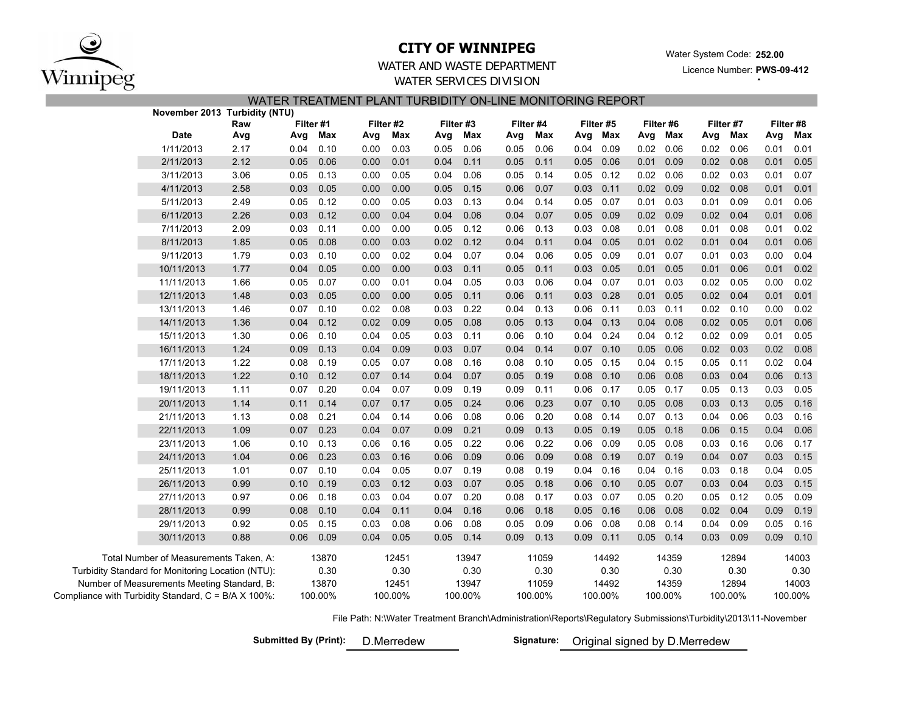# CITY OF WINNIPEG

WATER AND WASTE DEPARTMENT

WATER SERVICES DIVISION

Water System Code: **252.00**

Licence Number: **PWS-09-412**

## WATER TREATMENT PLANT TURBIDITY ON-LINE MONITORING REPORT

**November 2013 Turbidity (NTU)**

| Date | Raw | Filter #1 | | Filter #2 | | Filter #3 | | Filter #4 | | Filter #5 | | Filter #6 | | Filter #7 | | Filter #8 | |
|---|---|---|---|---|---|---|---|---|---|---|---|---|---|---|---|---|---|
| | Avg | Avg | Max | Avg | Max | Avg | Max | Avg | Max | Avg | Max | Avg | Max | Avg | Max | Avg | Max |
| 1/11/2013 | 2.17 | 0.04 | 0.10 | 0.00 | 0.03 | 0.05 | 0.06 | 0.05 | 0.06 | 0.04 | 0.09 | 0.02 | 0.06 | 0.02 | 0.06 | 0.01 | 0.01 |
| 2/11/2013 | 2.12 | 0.05 | 0.06 | 0.00 | 0.01 | 0.04 | 0.11 | 0.05 | 0.11 | 0.05 | 0.06 | 0.01 | 0.09 | 0.02 | 0.08 | 0.01 | 0.05 |
| 3/11/2013 | 3.06 | 0.05 | 0.13 | 0.00 | 0.05 | 0.04 | 0.06 | 0.05 | 0.14 | 0.05 | 0.12 | 0.02 | 0.06 | 0.02 | 0.03 | 0.01 | 0.07 |
| 4/11/2013 | 2.58 | 0.03 | 0.05 | 0.00 | 0.00 | 0.05 | 0.15 | 0.06 | 0.07 | 0.03 | 0.11 | 0.02 | 0.09 | 0.02 | 0.08 | 0.01 | 0.01 |
| 5/11/2013 | 2.49 | 0.05 | 0.12 | 0.00 | 0.05 | 0.03 | 0.13 | 0.04 | 0.14 | 0.05 | 0.07 | 0.01 | 0.03 | 0.01 | 0.09 | 0.01 | 0.06 |
| 6/11/2013 | 2.26 | 0.03 | 0.12 | 0.00 | 0.04 | 0.04 | 0.06 | 0.04 | 0.07 | 0.05 | 0.09 | 0.02 | 0.09 | 0.02 | 0.04 | 0.01 | 0.06 |
| 7/11/2013 | 2.09 | 0.03 | 0.11 | 0.00 | 0.00 | 0.05 | 0.12 | 0.06 | 0.13 | 0.03 | 0.08 | 0.01 | 0.08 | 0.01 | 0.08 | 0.01 | 0.02 |
| 8/11/2013 | 1.85 | 0.05 | 0.08 | 0.00 | 0.03 | 0.02 | 0.12 | 0.04 | 0.11 | 0.04 | 0.05 | 0.01 | 0.02 | 0.01 | 0.04 | 0.01 | 0.06 |
| 9/11/2013 | 1.79 | 0.03 | 0.10 | 0.00 | 0.02 | 0.04 | 0.07 | 0.04 | 0.06 | 0.05 | 0.09 | 0.01 | 0.07 | 0.01 | 0.03 | 0.00 | 0.04 |
| 10/11/2013 | 1.77 | 0.04 | 0.05 | 0.00 | 0.00 | 0.03 | 0.11 | 0.05 | 0.11 | 0.03 | 0.05 | 0.01 | 0.05 | 0.01 | 0.06 | 0.01 | 0.02 |
| 11/11/2013 | 1.66 | 0.05 | 0.07 | 0.00 | 0.01 | 0.04 | 0.05 | 0.03 | 0.06 | 0.04 | 0.07 | 0.01 | 0.03 | 0.02 | 0.05 | 0.00 | 0.02 |
| 12/11/2013 | 1.48 | 0.03 | 0.05 | 0.00 | 0.00 | 0.05 | 0.11 | 0.06 | 0.11 | 0.03 | 0.28 | 0.01 | 0.05 | 0.02 | 0.04 | 0.01 | 0.01 |
| 13/11/2013 | 1.46 | 0.07 | 0.10 | 0.02 | 0.08 | 0.03 | 0.22 | 0.04 | 0.13 | 0.06 | 0.11 | 0.03 | 0.11 | 0.02 | 0.10 | 0.00 | 0.02 |
| 14/11/2013 | 1.36 | 0.04 | 0.12 | 0.02 | 0.09 | 0.05 | 0.08 | 0.05 | 0.13 | 0.04 | 0.13 | 0.04 | 0.08 | 0.02 | 0.05 | 0.01 | 0.06 |
| 15/11/2013 | 1.30 | 0.06 | 0.10 | 0.04 | 0.05 | 0.03 | 0.11 | 0.06 | 0.10 | 0.04 | 0.24 | 0.04 | 0.12 | 0.02 | 0.09 | 0.01 | 0.05 |
| 16/11/2013 | 1.24 | 0.09 | 0.13 | 0.04 | 0.09 | 0.03 | 0.07 | 0.04 | 0.14 | 0.07 | 0.10 | 0.05 | 0.06 | 0.02 | 0.03 | 0.02 | 0.08 |
| 17/11/2013 | 1.22 | 0.08 | 0.19 | 0.05 | 0.07 | 0.08 | 0.16 | 0.08 | 0.10 | 0.05 | 0.15 | 0.04 | 0.15 | 0.05 | 0.11 | 0.02 | 0.04 |
| 18/11/2013 | 1.22 | 0.10 | 0.12 | 0.07 | 0.14 | 0.04 | 0.07 | 0.05 | 0.19 | 0.08 | 0.10 | 0.06 | 0.08 | 0.03 | 0.04 | 0.06 | 0.13 |
| 19/11/2013 | 1.11 | 0.07 | 0.20 | 0.04 | 0.07 | 0.09 | 0.19 | 0.09 | 0.11 | 0.06 | 0.17 | 0.05 | 0.17 | 0.05 | 0.13 | 0.03 | 0.05 |
| 20/11/2013 | 1.14 | 0.11 | 0.14 | 0.07 | 0.17 | 0.05 | 0.24 | 0.06 | 0.23 | 0.07 | 0.10 | 0.05 | 0.08 | 0.03 | 0.13 | 0.05 | 0.16 |
| 21/11/2013 | 1.13 | 0.08 | 0.21 | 0.04 | 0.14 | 0.06 | 0.08 | 0.06 | 0.20 | 0.08 | 0.14 | 0.07 | 0.13 | 0.04 | 0.06 | 0.03 | 0.16 |
| 22/11/2013 | 1.09 | 0.07 | 0.23 | 0.04 | 0.07 | 0.09 | 0.21 | 0.09 | 0.13 | 0.05 | 0.19 | 0.05 | 0.18 | 0.06 | 0.15 | 0.04 | 0.06 |
| 23/11/2013 | 1.06 | 0.10 | 0.13 | 0.06 | 0.16 | 0.05 | 0.22 | 0.06 | 0.22 | 0.06 | 0.09 | 0.05 | 0.08 | 0.03 | 0.16 | 0.06 | 0.17 |
| 24/11/2013 | 1.04 | 0.06 | 0.23 | 0.03 | 0.16 | 0.06 | 0.09 | 0.06 | 0.09 | 0.08 | 0.19 | 0.07 | 0.19 | 0.04 | 0.07 | 0.03 | 0.15 |
| 25/11/2013 | 1.01 | 0.07 | 0.10 | 0.04 | 0.05 | 0.07 | 0.19 | 0.08 | 0.19 | 0.04 | 0.16 | 0.04 | 0.16 | 0.03 | 0.18 | 0.04 | 0.05 |
| 26/11/2013 | 0.99 | 0.10 | 0.19 | 0.03 | 0.12 | 0.03 | 0.07 | 0.05 | 0.18 | 0.06 | 0.10 | 0.05 | 0.07 | 0.03 | 0.04 | 0.03 | 0.15 |
| 27/11/2013 | 0.97 | 0.06 | 0.18 | 0.03 | 0.04 | 0.07 | 0.20 | 0.08 | 0.17 | 0.03 | 0.07 | 0.05 | 0.20 | 0.05 | 0.12 | 0.05 | 0.09 |
| 28/11/2013 | 0.99 | 0.08 | 0.10 | 0.04 | 0.11 | 0.04 | 0.16 | 0.06 | 0.18 | 0.05 | 0.16 | 0.06 | 0.08 | 0.02 | 0.04 | 0.09 | 0.19 |
| 29/11/2013 | 0.92 | 0.05 | 0.15 | 0.03 | 0.08 | 0.06 | 0.08 | 0.05 | 0.09 | 0.06 | 0.08 | 0.08 | 0.14 | 0.04 | 0.09 | 0.05 | 0.16 |
| 30/11/2013 | 0.88 | 0.06 | 0.09 | 0.04 | 0.05 | 0.05 | 0.14 | 0.09 | 0.13 | 0.09 | 0.11 | 0.05 | 0.14 | 0.03 | 0.09 | 0.09 | 0.10 |

| | Filter #1 | Filter #2 | Filter #3 | Filter #4 | Filter #5 | Filter #6 | Filter #7 | Filter #8 |
|---|---|---|---|---|---|---|---|---|
| Total Number of Measurements Taken, A: | 13870 | 12451 | 13947 | 11059 | 14492 | 14359 | 12894 | 14003 |
| Turbidity Standard for Monitoring Location (NTU): | 0.30 | 0.30 | 0.30 | 0.30 | 0.30 | 0.30 | 0.30 | 0.30 |
| Number of Measurements Meeting Standard, B: | 13870 | 12451 | 13947 | 11059 | 14492 | 14359 | 12894 | 14003 |
| Compliance with Turbidity Standard, C = B/A X 100%: | 100.00% | 100.00% | 100.00% | 100.00% | 100.00% | 100.00% | 100.00% | 100.00% |

File Path: N:\Water Treatment Branch\Administration\Reports\Regulatory Submissions\Turbidity\2013\11-November

**Submitted By (Print):** D.Merredew

**Signature:** Original signed by D.Merredew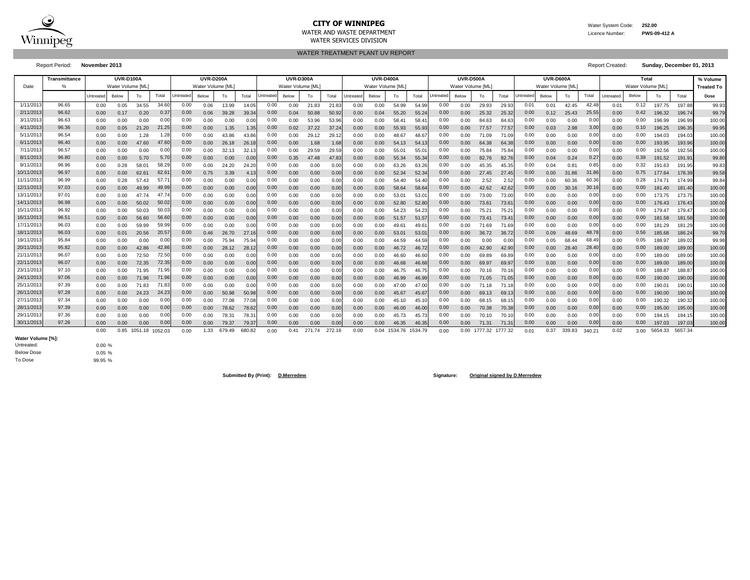# CITY OF WINNIPEG

WATER AND WASTE DEPARTMENT

WATER SERVICES DIVISION

Water System Code: **252.00**

Licence Number: **PWS-09-412 A**

## WATER TREATMENT PLANT UV REPORT

Report Period: **November 2013**

Report Created: **Sunday, December 01, 2013**

| Date | Transmittance | UVR-D100A | | | | UVR-D200A | | | | UVR-D300A | | | | UVR-D400A | | | | UVR-D500A | | | | UVR-D600A | | | | Total | | | | % Volume |
|---|---|---|---|---|---|---|---|---|---|---|---|---|---|---|---|---|---|---|---|---|---|---|---|---|---|---|---|---|---|---|
| | % | Water Volume [ML] | | | | Water Volume [ML] | | | | Water Volume [ML] | | | | Water Volume [ML] | | | | Water Volume [ML] | | | | Water Volume [ML] | | | | Water Volume [ML] | | | | Treated To |
| | | Untreated | Below | To | Total | Untreated | Below | To | Total | Untreated | Below | To | Total | Untreated | Below | To | Total | Untreated | Below | To | Total | Untreated | Below | To | Total | Untreated | Below | To | Total | Dose |
| 1/11/2013 | 96.65 | 0.00 | 0.05 | 34.55 | 34.60 | 0.00 | 0.06 | 13.99 | 14.05 | 0.00 | 0.00 | 21.83 | 21.83 | 0.00 | 0.00 | 54.99 | 54.99 | 0.00 | 0.00 | 29.93 | 29.93 | 0.01 | 0.01 | 42.45 | 42.48 | 0.01 | 0.12 | 197.75 | 197.88 | 99.93 |
| 2/11/2013 | 96.62 | 0.00 | 0.17 | 0.20 | 0.37 | 0.00 | 0.06 | 39.28 | 39.34 | 0.00 | 0.04 | 50.88 | 50.92 | 0.00 | 0.04 | 55.20 | 55.24 | 0.00 | 0.00 | 25.32 | 25.32 | 0.00 | 0.12 | 25.43 | 25.55 | 0.00 | 0.42 | 196.32 | 196.74 | 99.79 |
| 3/11/2013 | 96.63 | 0.00 | 0.00 | 0.00 | 0.00 | 0.00 | 0.00 | 0.00 | 0.00 | 0.00 | 0.00 | 53.96 | 53.96 | 0.00 | 0.00 | 58.41 | 58.41 | 0.00 | 0.00 | 84.63 | 84.63 | 0.00 | 0.00 | 0.00 | 0.00 | 0.00 | 0.00 | 196.99 | 196.99 | 100.00 |
| 4/11/2013 | 96.36 | 0.00 | 0.05 | 21.20 | 21.25 | 0.00 | 0.00 | 1.35 | 1.35 | 0.00 | 0.02 | 37.22 | 37.24 | 0.00 | 0.00 | 55.93 | 55.93 | 0.00 | 0.00 | 77.57 | 77.57 | 0.00 | 0.03 | 2.98 | 3.00 | 0.00 | 0.10 | 196.25 | 196.35 | 99.95 |
| 5/11/2013 | 96.54 | 0.00 | 0.00 | 1.28 | 1.28 | 0.00 | 0.00 | 43.86 | 43.86 | 0.00 | 0.00 | 29.12 | 29.12 | 0.00 | 0.00 | 48.67 | 48.67 | 0.00 | 0.00 | 71.09 | 71.09 | 0.00 | 0.00 | 0.00 | 0.00 | 0.00 | 0.00 | 194.03 | 194.03 | 100.00 |
| 6/11/2013 | 96.40 | 0.00 | 0.00 | 47.60 | 47.60 | 0.00 | 0.00 | 26.18 | 26.18 | 0.00 | 0.00 | 1.68 | 1.68 | 0.00 | 0.00 | 54.13 | 54.13 | 0.00 | 0.00 | 64.38 | 64.38 | 0.00 | 0.00 | 0.00 | 0.00 | 0.00 | 0.00 | 193.95 | 193.96 | 100.00 |
| 7/11/2013 | 96.57 | 0.00 | 0.00 | 0.00 | 0.00 | 0.00 | 0.00 | 32.13 | 32.13 | 0.00 | 0.00 | 29.59 | 29.59 | 0.00 | 0.00 | 55.01 | 55.01 | 0.00 | 0.00 | 75.84 | 75.84 | 0.00 | 0.00 | 0.00 | 0.00 | 0.00 | 0.00 | 192.56 | 192.56 | 100.00 |
| 8/11/2013 | 96.80 | 0.00 | 0.00 | 5.70 | 5.70 | 0.00 | 0.00 | 0.00 | 0.00 | 0.00 | 0.35 | 47.48 | 47.83 | 0.00 | 0.00 | 55.34 | 55.34 | 0.00 | 0.00 | 82.76 | 82.76 | 0.00 | 0.04 | 0.24 | 0.27 | 0.00 | 0.39 | 191.52 | 191.91 | 99.80 |
| 9/11/2013 | 96.96 | 0.00 | 0.28 | 58.01 | 58.29 | 0.00 | 0.00 | 24.20 | 24.20 | 0.00 | 0.00 | 0.00 | 0.00 | 0.00 | 0.00 | 63.26 | 63.26 | 0.00 | 0.00 | 45.35 | 45.35 | 0.00 | 0.04 | 0.81 | 0.85 | 0.00 | 0.32 | 191.63 | 191.95 | 99.83 |
| 10/11/2013 | 96.97 | 0.00 | 0.00 | 62.61 | 62.61 | 0.00 | 0.75 | 3.39 | 4.13 | 0.00 | 0.00 | 0.00 | 0.00 | 0.00 | 0.00 | 52.34 | 52.34 | 0.00 | 0.00 | 27.45 | 27.45 | 0.00 | 0.00 | 31.86 | 31.86 | 0.00 | 0.75 | 177.64 | 178.39 | 99.58 |
| 11/11/2013 | 96.99 | 0.00 | 0.28 | 57.43 | 57.71 | 0.00 | 0.00 | 0.00 | 0.00 | 0.00 | 0.00 | 0.00 | 0.00 | 0.00 | 0.00 | 54.40 | 54.40 | 0.00 | 0.00 | 2.52 | 2.52 | 0.00 | 0.00 | 60.36 | 60.36 | 0.00 | 0.28 | 174.71 | 174.99 | 99.84 |
| 12/11/2013 | 97.03 | 0.00 | 0.00 | 49.99 | 49.99 | 0.00 | 0.00 | 0.00 | 0.00 | 0.00 | 0.00 | 0.00 | 0.00 | 0.00 | 0.00 | 58.64 | 58.64 | 0.00 | 0.00 | 42.62 | 42.62 | 0.00 | 0.00 | 30.16 | 30.16 | 0.00 | 0.00 | 181.40 | 181.40 | 100.00 |
| 13/11/2013 | 97.01 | 0.00 | 0.00 | 47.74 | 47.74 | 0.00 | 0.00 | 0.00 | 0.00 | 0.00 | 0.00 | 0.00 | 0.00 | 0.00 | 0.00 | 53.01 | 53.01 | 0.00 | 0.00 | 73.00 | 73.00 | 0.00 | 0.00 | 0.00 | 0.00 | 0.00 | 0.00 | 173.75 | 173.75 | 100.00 |
| 14/11/2013 | 96.98 | 0.00 | 0.00 | 50.02 | 50.02 | 0.00 | 0.00 | 0.00 | 0.00 | 0.00 | 0.00 | 0.00 | 0.00 | 0.00 | 0.00 | 52.80 | 52.80 | 0.00 | 0.00 | 73.61 | 73.61 | 0.00 | 0.00 | 0.00 | 0.00 | 0.00 | 0.00 | 176.43 | 176.43 | 100.00 |
| 15/11/2013 | 96.92 | 0.00 | 0.00 | 50.03 | 50.03 | 0.00 | 0.00 | 0.00 | 0.00 | 0.00 | 0.00 | 0.00 | 0.00 | 0.00 | 0.00 | 54.23 | 54.23 | 0.00 | 0.00 | 75.21 | 75.21 | 0.00 | 0.00 | 0.00 | 0.00 | 0.00 | 0.00 | 179.47 | 179.47 | 100.00 |
| 16/11/2013 | 96.51 | 0.00 | 0.00 | 56.60 | 56.60 | 0.00 | 0.00 | 0.00 | 0.00 | 0.00 | 0.00 | 0.00 | 0.00 | 0.00 | 0.00 | 51.57 | 51.57 | 0.00 | 0.00 | 73.41 | 73.41 | 0.00 | 0.00 | 0.00 | 0.00 | 0.00 | 0.00 | 181.58 | 181.58 | 100.00 |
| 17/11/2013 | 96.03 | 0.00 | 0.00 | 59.99 | 59.99 | 0.00 | 0.00 | 0.00 | 0.00 | 0.00 | 0.00 | 0.00 | 0.00 | 0.00 | 0.00 | 49.61 | 49.61 | 0.00 | 0.00 | 71.69 | 71.69 | 0.00 | 0.00 | 0.00 | 0.00 | 0.00 | 0.00 | 181.29 | 181.29 | 100.00 |
| 18/11/2013 | 96.03 | 0.00 | 0.01 | 20.56 | 20.57 | 0.00 | 0.46 | 26.70 | 27.16 | 0.00 | 0.00 | 0.00 | 0.00 | 0.00 | 0.00 | 53.01 | 53.01 | 0.00 | 0.00 | 36.72 | 36.72 | 0.00 | 0.09 | 48.69 | 48.78 | 0.00 | 0.56 | 185.68 | 186.24 | 99.70 |
| 19/11/2013 | 95.84 | 0.00 | 0.00 | 0.00 | 0.00 | 0.00 | 0.00 | 75.94 | 75.94 | 0.00 | 0.00 | 0.00 | 0.00 | 0.00 | 0.00 | 44.59 | 44.59 | 0.00 | 0.00 | 0.00 | 0.00 | 0.00 | 0.05 | 68.44 | 68.49 | 0.00 | 0.05 | 188.97 | 189.02 | 99.98 |
| 20/11/2013 | 95.82 | 0.00 | 0.00 | 42.86 | 42.86 | 0.00 | 0.00 | 28.12 | 28.12 | 0.00 | 0.00 | 0.00 | 0.00 | 0.00 | 0.00 | 46.72 | 46.72 | 0.00 | 0.00 | 42.90 | 42.90 | 0.00 | 0.00 | 28.40 | 28.40 | 0.00 | 0.00 | 189.00 | 189.00 | 100.00 |
| 21/11/2013 | 96.07 | 0.00 | 0.00 | 72.50 | 72.50 | 0.00 | 0.00 | 0.00 | 0.00 | 0.00 | 0.00 | 0.00 | 0.00 | 0.00 | 0.00 | 46.60 | 46.60 | 0.00 | 0.00 | 69.89 | 69.89 | 0.00 | 0.00 | 0.00 | 0.00 | 0.00 | 0.00 | 189.00 | 189.00 | 100.00 |
| 22/11/2013 | 96.07 | 0.00 | 0.00 | 72.35 | 72.35 | 0.00 | 0.00 | 0.00 | 0.00 | 0.00 | 0.00 | 0.00 | 0.00 | 0.00 | 0.00 | 46.68 | 46.68 | 0.00 | 0.00 | 69.97 | 69.97 | 0.00 | 0.00 | 0.00 | 0.00 | 0.00 | 0.00 | 189.00 | 189.00 | 100.00 |
| 23/11/2013 | 97.10 | 0.00 | 0.00 | 71.95 | 71.95 | 0.00 | 0.00 | 0.00 | 0.00 | 0.00 | 0.00 | 0.00 | 0.00 | 0.00 | 0.00 | 46.75 | 46.75 | 0.00 | 0.00 | 70.16 | 70.16 | 0.00 | 0.00 | 0.00 | 0.00 | 0.00 | 0.00 | 188.87 | 188.87 | 100.00 |
| 24/11/2013 | 97.06 | 0.00 | 0.00 | 71.96 | 71.96 | 0.00 | 0.00 | 0.00 | 0.00 | 0.00 | 0.00 | 0.00 | 0.00 | 0.00 | 0.00 | 46.99 | 46.99 | 0.00 | 0.00 | 71.05 | 71.05 | 0.00 | 0.00 | 0.00 | 0.00 | 0.00 | 0.00 | 190.00 | 190.00 | 100.00 |
| 25/11/2013 | 97.39 | 0.00 | 0.00 | 71.83 | 71.83 | 0.00 | 0.00 | 0.00 | 0.00 | 0.00 | 0.00 | 0.00 | 0.00 | 0.00 | 0.00 | 47.00 | 47.00 | 0.00 | 0.00 | 71.18 | 71.18 | 0.00 | 0.00 | 0.00 | 0.00 | 0.00 | 0.00 | 190.01 | 190.01 | 100.00 |
| 26/11/2013 | 97.28 | 0.00 | 0.00 | 24.23 | 24.23 | 0.00 | 0.00 | 50.98 | 50.98 | 0.00 | 0.00 | 0.00 | 0.00 | 0.00 | 0.00 | 45.67 | 45.67 | 0.00 | 0.00 | 69.13 | 69.13 | 0.00 | 0.00 | 0.00 | 0.00 | 0.00 | 0.00 | 190.00 | 190.00 | 100.00 |
| 27/11/2013 | 97.34 | 0.00 | 0.00 | 0.00 | 0.00 | 0.00 | 0.00 | 77.08 | 77.08 | 0.00 | 0.00 | 0.00 | 0.00 | 0.00 | 0.00 | 45.10 | 45.10 | 0.00 | 0.00 | 68.15 | 68.15 | 0.00 | 0.00 | 0.00 | 0.00 | 0.00 | 0.00 | 190.32 | 190.32 | 100.00 |
| 28/11/2013 | 97.39 | 0.00 | 0.00 | 0.00 | 0.00 | 0.00 | 0.00 | 78.62 | 78.62 | 0.00 | 0.00 | 0.00 | 0.00 | 0.00 | 0.00 | 46.00 | 46.00 | 0.00 | 0.00 | 70.38 | 70.38 | 0.00 | 0.00 | 0.00 | 0.00 | 0.00 | 0.00 | 195.00 | 195.00 | 100.00 |
| 29/11/2013 | 97.36 | 0.00 | 0.00 | 0.00 | 0.00 | 0.00 | 0.00 | 78.31 | 78.31 | 0.00 | 0.00 | 0.00 | 0.00 | 0.00 | 0.00 | 45.73 | 45.73 | 0.00 | 0.00 | 70.10 | 70.10 | 0.00 | 0.00 | 0.00 | 0.00 | 0.00 | 0.00 | 194.15 | 194.15 | 100.00 |
| 30/11/2013 | 97.26 | 0.00 | 0.00 | 0.00 | 0.00 | 0.00 | 0.00 | 79.37 | 79.37 | 0.00 | 0.00 | 0.00 | 0.00 | 0.00 | 0.00 | 46.35 | 46.35 | 0.00 | 0.00 | 71.31 | 71.31 | 0.00 | 0.00 | 0.00 | 0.00 | 0.00 | 0.00 | 197.03 | 197.03 | 100.00 |
| | | 0.00 | 0.85 | 1051.18 | 1052.03 | 0.00 | 1.33 | 679.49 | 680.82 | 0.00 | 0.41 | 271.74 | 272.16 | 0.00 | 0.04 | 1534.76 | 1534.79 | 0.00 | 0.00 | 1777.32 | 1777.32 | 0.01 | 0.37 | 339.83 | 340.21 | 0.02 | 3.00 | 5654.33 | 5657.34 | |

**Water Volume [%]:**

| | |
|---|---|
| Untreated: | 0.00 % |
| Below Dose | 0.05 % |
| To Dose | 99.95 % |

**Submitted By (Print):** **D.Merredew**

**Signature:** **Original signed by D.Merredew**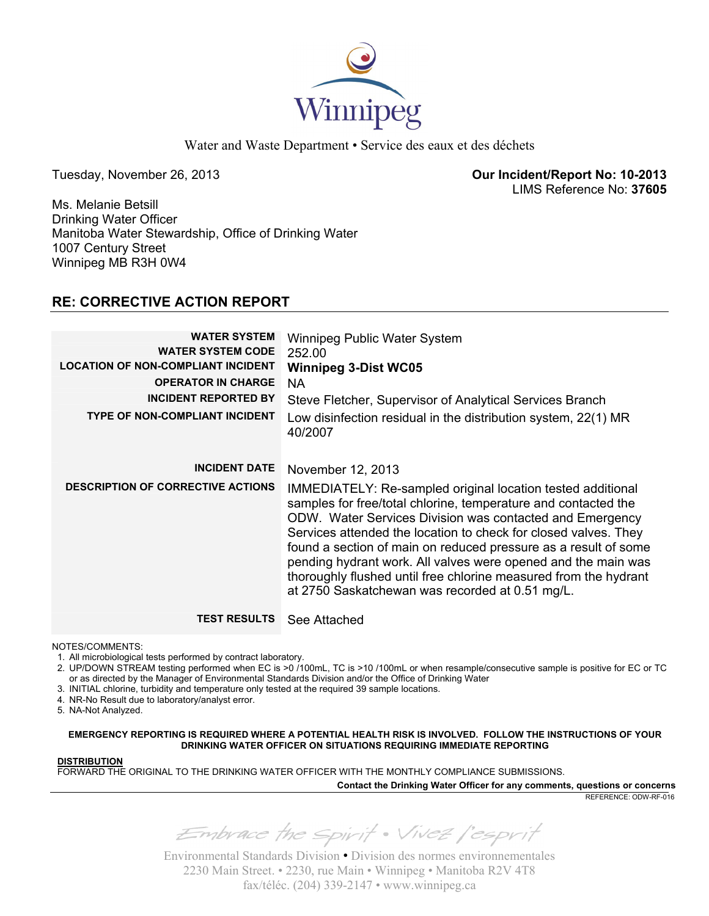Winnipeg

Water and Waste Department • Service des eaux et des déchets

Tuesday, November 26, 2013

**Our Incident/Report No: 10-2013**
LIMS Reference No: **37605**

Ms. Melanie Betsill
Drinking Water Officer
Manitoba Water Stewardship, Office of Drinking Water
1007 Century Street
Winnipeg MB R3H 0W4

## RE: CORRECTIVE ACTION REPORT

| | |
|---|---|
| **WATER SYSTEM** | Winnipeg Public Water System |
| **WATER SYSTEM CODE** | 252.00 |
| **LOCATION OF NON-COMPLIANT INCIDENT** | **Winnipeg 3-Dist WC05** |
| **OPERATOR IN CHARGE** | NA |
| **INCIDENT REPORTED BY** | Steve Fletcher, Supervisor of Analytical Services Branch |
| **TYPE OF NON-COMPLIANT INCIDENT** | Low disinfection residual in the distribution system, 22(1) MR 40/2007 |
| **INCIDENT DATE** | November 12, 2013 |
| **DESCRIPTION OF CORRECTIVE ACTIONS** | IMMEDIATELY: Re-sampled original location tested additional samples for free/total chlorine, temperature and contacted the ODW. Water Services Division was contacted and Emergency Services attended the location to check for closed valves. They found a section of main on reduced pressure as a result of some pending hydrant work. All valves were opened and the main was thoroughly flushed until free chlorine measured from the hydrant at 2750 Saskatchewan was recorded at 0.51 mg/L. |
| **TEST RESULTS** | See Attached |

NOTES/COMMENTS:

1. All microbiological tests performed by contract laboratory.
2. UP/DOWN STREAM testing performed when EC is >0 /100mL, TC is >10 /100mL or when resample/consecutive sample is positive for EC or TC or as directed by the Manager of Environmental Standards Division and/or the Office of Drinking Water
3. INITIAL chlorine, turbidity and temperature only tested at the required 39 sample locations.
4. NR-No Result due to laboratory/analyst error.
5. NA-Not Analyzed.

**EMERGENCY REPORTING IS REQUIRED WHERE A POTENTIAL HEALTH RISK IS INVOLVED. FOLLOW THE INSTRUCTIONS OF YOUR DRINKING WATER OFFICER ON SITUATIONS REQUIRING IMMEDIATE REPORTING**

**DISTRIBUTION**
FORWARD THE ORIGINAL TO THE DRINKING WATER OFFICER WITH THE MONTHLY COMPLIANCE SUBMISSIONS.

**Contact the Drinking Water Officer for any comments, questions or concerns**

REFERENCE: ODW-RF-016

Embrace the Spirit • Vivez l'esprit

Environmental Standards Division • Division des normes environnementales
2230 Main Street. • 2230, rue Main • Winnipeg • Manitoba R2V 4T8
fax/téléc. (204) 339-2147 • www.winnipeg.ca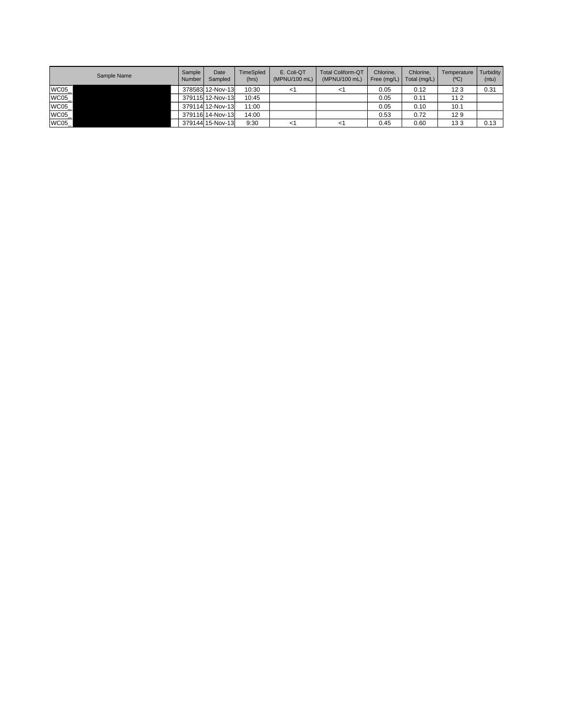| Sample Name | Sample Number | Date Sampled | TimeSpled (hrs) | E. Coli-QT (MPNU/100 mL) | Total Coliform-QT (MPNU/100 mL) | Chlorine, Free (mg/L) | Chlorine, Total (mg/L) | Temperature (ºC) | Turbidity (ntu) |
|---|---|---|---|---|---|---|---|---|---|
| WC05_ | 378583 | 12-Nov-13 | 10:30 | <1 | <1 | 0.05 | 0.12 | 12 3 | 0.31 |
| WC05_ | 379115 | 12-Nov-13 | 10:45 | | | 0.05 | 0.11 | 11 2 | |
| WC05_ | 379114 | 12-Nov-13 | 11:00 | | | 0.05 | 0.10 | 10.1 | |
| WC05_ | 379116 | 14-Nov-13 | 14:00 | | | 0.53 | 0.72 | 12 9 | |
| WC05_ | 379144 | 15-Nov-13 | 9:30 | <1 | <1 | 0.45 | 0.60 | 13 3 | 0.13 |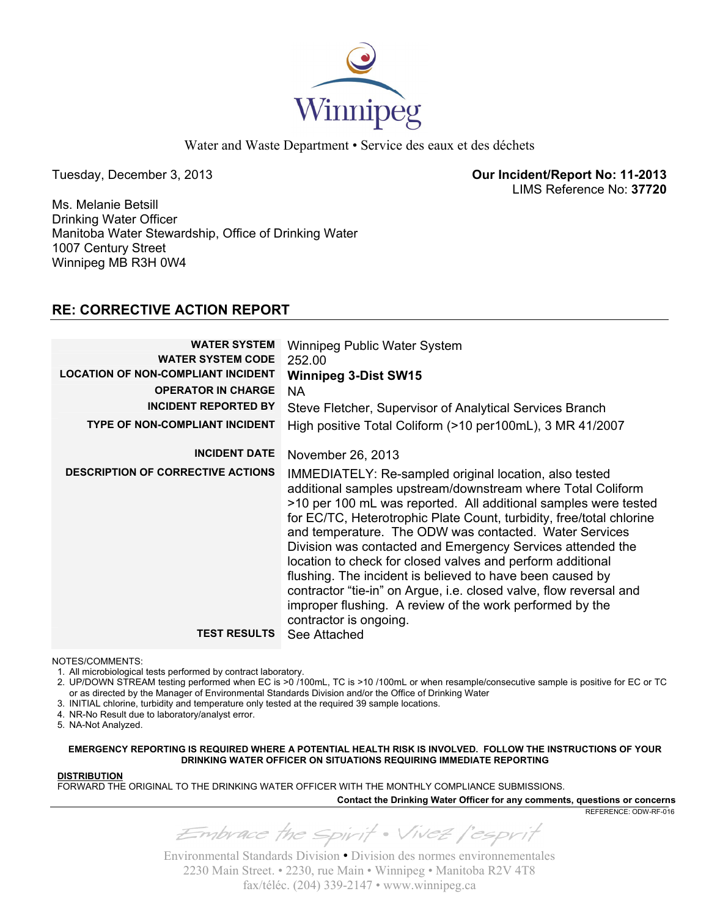Winnipeg

Water and Waste Department • Service des eaux et des déchets

Tuesday, December 3, 2013

**Our Incident/Report No: 11-2013**
LIMS Reference No: **37720**

Ms. Melanie Betsill
Drinking Water Officer
Manitoba Water Stewardship, Office of Drinking Water
1007 Century Street
Winnipeg MB R3H 0W4

## RE: CORRECTIVE ACTION REPORT

| | |
|---|---|
| **WATER SYSTEM** | Winnipeg Public Water System |
| **WATER SYSTEM CODE** | 252.00 |
| **LOCATION OF NON-COMPLIANT INCIDENT** | **Winnipeg 3-Dist SW15** |
| **OPERATOR IN CHARGE** | NA |
| **INCIDENT REPORTED BY** | Steve Fletcher, Supervisor of Analytical Services Branch |
| **TYPE OF NON-COMPLIANT INCIDENT** | High positive Total Coliform (>10 per100mL), 3 MR 41/2007 |
| **INCIDENT DATE** | November 26, 2013 |
| **DESCRIPTION OF CORRECTIVE ACTIONS** | IMMEDIATELY: Re-sampled original location, also tested additional samples upstream/downstream where Total Coliform >10 per 100 mL was reported. All additional samples were tested for EC/TC, Heterotrophic Plate Count, turbidity, free/total chlorine and temperature. The ODW was contacted. Water Services Division was contacted and Emergency Services attended the location to check for closed valves and perform additional flushing. The incident is believed to have been caused by contractor "tie-in" on Argue, i.e. closed valve, flow reversal and improper flushing. A review of the work performed by the contractor is ongoing. |
| **TEST RESULTS** | See Attached |

NOTES/COMMENTS:

1. All microbiological tests performed by contract laboratory.
2. UP/DOWN STREAM testing performed when EC is >0 /100mL, TC is >10 /100mL or when resample/consecutive sample is positive for EC or TC or as directed by the Manager of Environmental Standards Division and/or the Office of Drinking Water
3. INITIAL chlorine, turbidity and temperature only tested at the required 39 sample locations.
4. NR-No Result due to laboratory/analyst error.
5. NA-Not Analyzed.

**EMERGENCY REPORTING IS REQUIRED WHERE A POTENTIAL HEALTH RISK IS INVOLVED. FOLLOW THE INSTRUCTIONS OF YOUR DRINKING WATER OFFICER ON SITUATIONS REQUIRING IMMEDIATE REPORTING**

**DISTRIBUTION**
FORWARD THE ORIGINAL TO THE DRINKING WATER OFFICER WITH THE MONTHLY COMPLIANCE SUBMISSIONS.

**Contact the Drinking Water Officer for any comments, questions or concerns**

REFERENCE: ODW-RF-016

Embrace the Spirit • Vivez l'esprit

Environmental Standards Division • Division des normes environnementales
2230 Main Street. • 2230, rue Main • Winnipeg • Manitoba R2V 4T8
fax/téléc. (204) 339-2147 • www.winnipeg.ca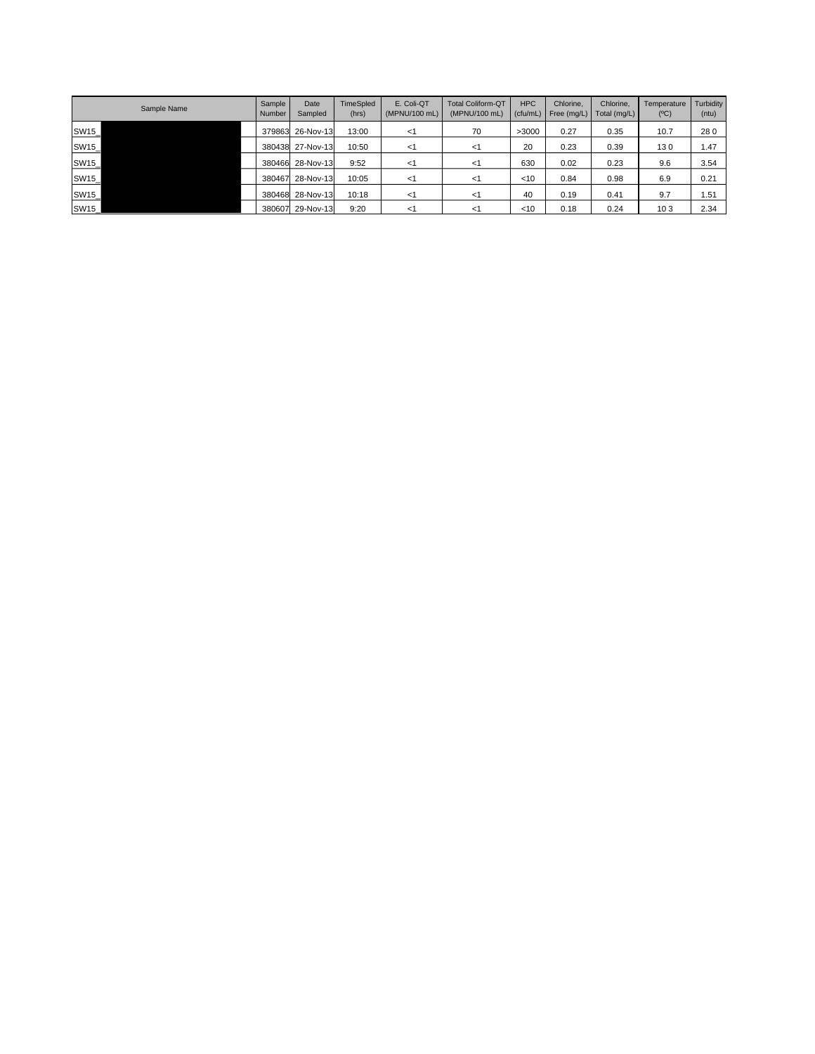| Sample Name | Sample Number | Date Sampled | TimeSpled (hrs) | E. Coli-QT (MPNU/100 mL) | Total Coliform-QT (MPNU/100 mL) | HPC (cfu/mL) | Chlorine, Free (mg/L) | Chlorine, Total (mg/L) | Temperature (ºC) | Turbidity (ntu) |
|---|---|---|---|---|---|---|---|---|---|---|
| SW15_ | 379863 | 26-Nov-13 | 13:00 | <1 | 70 | >3000 | 0.27 | 0.35 | 10.7 | 28 0 |
| SW15_ | 380438 | 27-Nov-13 | 10:50 | <1 | <1 | 20 | 0.23 | 0.39 | 13 0 | 1.47 |
| SW15_ | 380466 | 28-Nov-13 | 9:52 | <1 | <1 | 630 | 0.02 | 0.23 | 9.6 | 3.54 |
| SW15_ | 380467 | 28-Nov-13 | 10:05 | <1 | <1 | <10 | 0.84 | 0.98 | 6.9 | 0.21 |
| SW15_ | 380468 | 28-Nov-13 | 10:18 | <1 | <1 | 40 | 0.19 | 0.41 | 9.7 | 1.51 |
| SW15_ | 380607 | 29-Nov-13 | 9:20 | <1 | <1 | <10 | 0.18 | 0.24 | 10 3 | 2.34 |